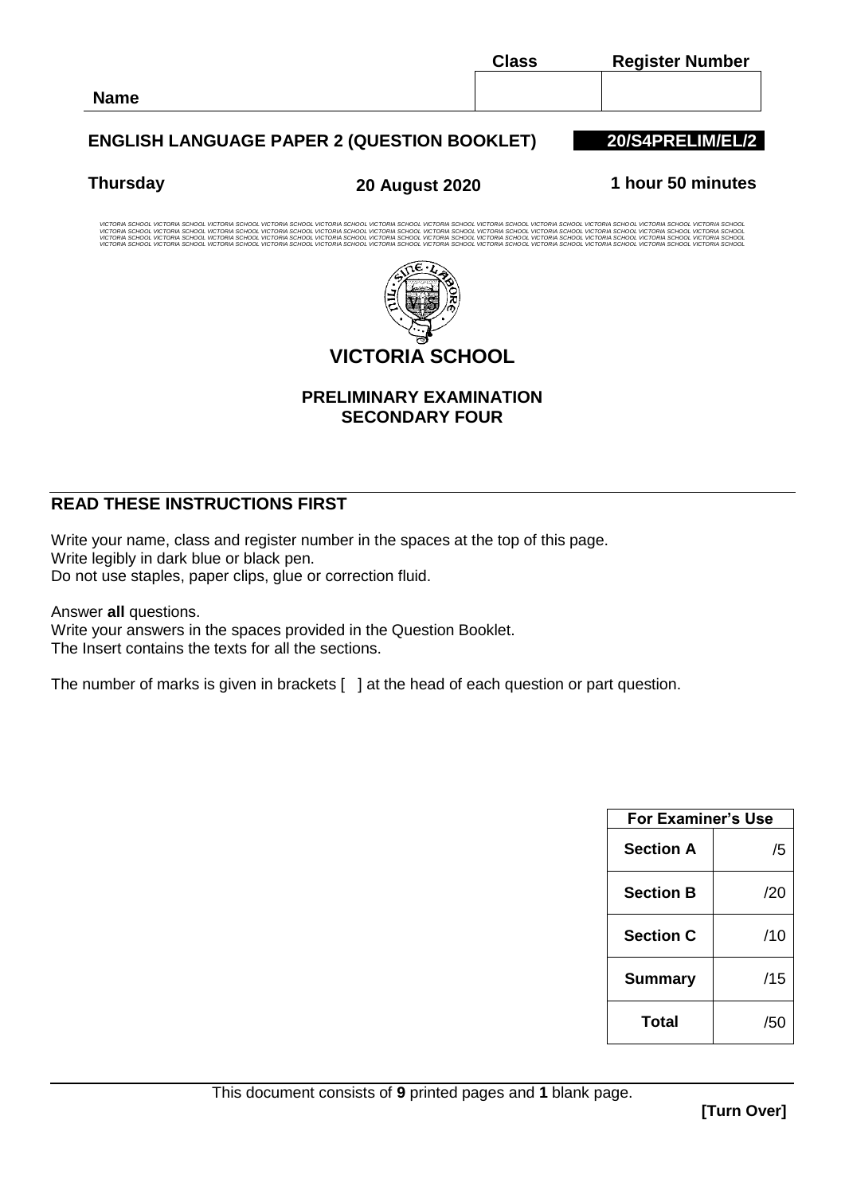| | Class | Register Number |
|---|---|---|
| **Name** | | |

**ENGLISH LANGUAGE PAPER 2 (QUESTION BOOKLET)** **20/S4PRELIM/EL/2**

**Thursday** **20 August 2020** **1 hour 50 minutes**

# VICTORIA SCHOOL

## PRELIMINARY EXAMINATION
## SECONDARY FOUR

### READ THESE INSTRUCTIONS FIRST

Write your name, class and register number in the spaces at the top of this page.
Write legibly in dark blue or black pen.
Do not use staples, paper clips, glue or correction fluid.

Answer **all** questions.
Write your answers in the spaces provided in the Question Booklet.
The Insert contains the texts for all the sections.

The number of marks is given in brackets [ ] at the head of each question or part question.

| For Examiner's Use | |
|---|---|
| **Section A** | /5 |
| **Section B** | /20 |
| **Section C** | /10 |
| **Summary** | /15 |
| **Total** | /50 |

This document consists of **9** printed pages and **1** blank page.

**[Turn Over]**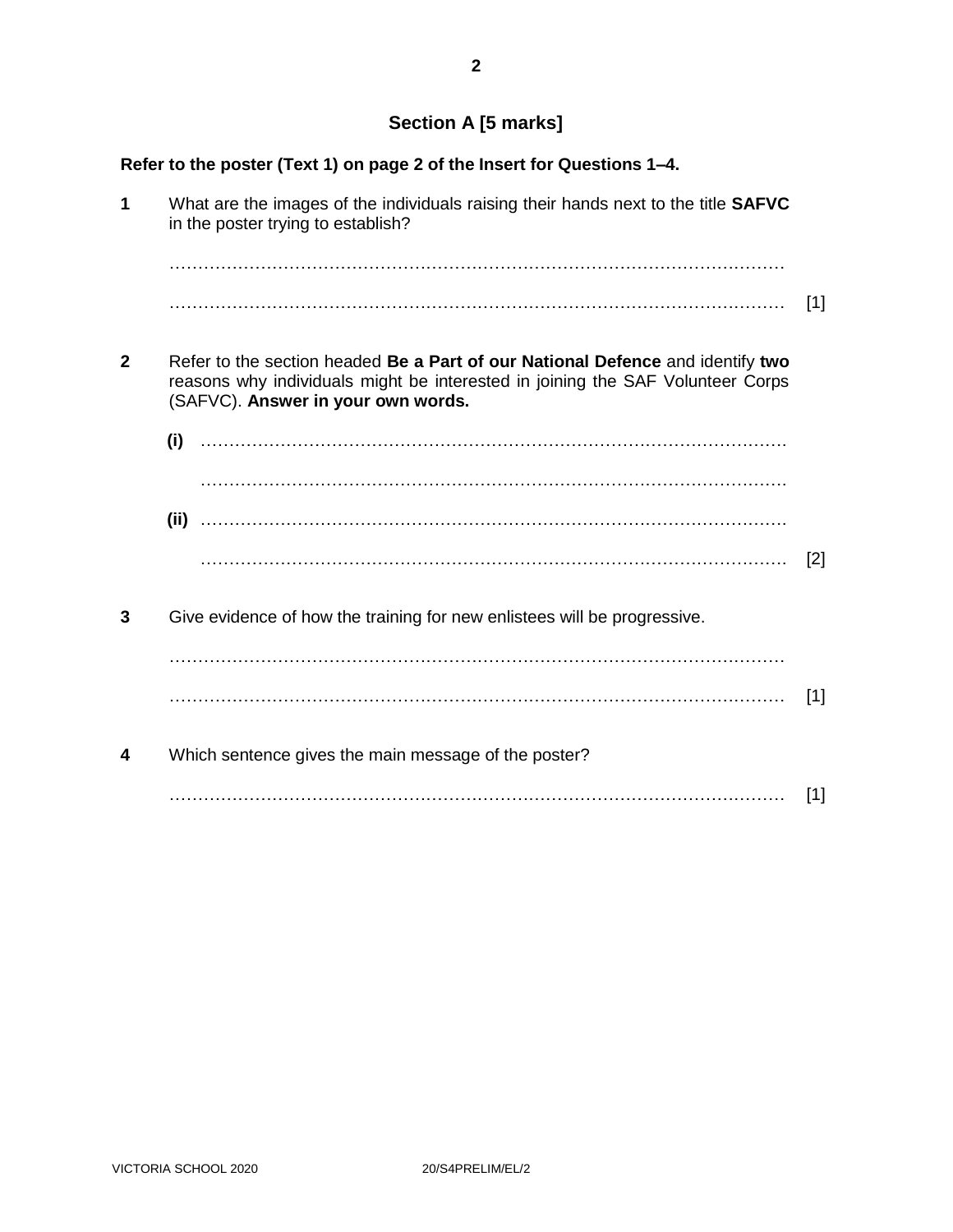## Section A [5 marks]

**Refer to the poster (Text 1) on page 2 of the Insert for Questions 1–4.**

**1** What are the images of the individuals raising their hands next to the title **SAFVC** in the poster trying to establish?

…………………………………………………………………………………………………

………………………………………………………………………………………………… [1]

**2** Refer to the section headed **Be a Part of our National Defence** and identify **two** reasons why individuals might be interested in joining the SAF Volunteer Corps (SAFVC). **Answer in your own words.**

**(i)** ………………………………………………………………………………………………

………………………………………………………………………………………………

**(ii)** ………………………………………………………………………………………………

……………………………………………………………………………………………… [2]

**3** Give evidence of how the training for new enlistees will be progressive.

…………………………………………………………………………………………………

………………………………………………………………………………………………… [1]

**4** Which sentence gives the main message of the poster?

………………………………………………………………………………………………… [1]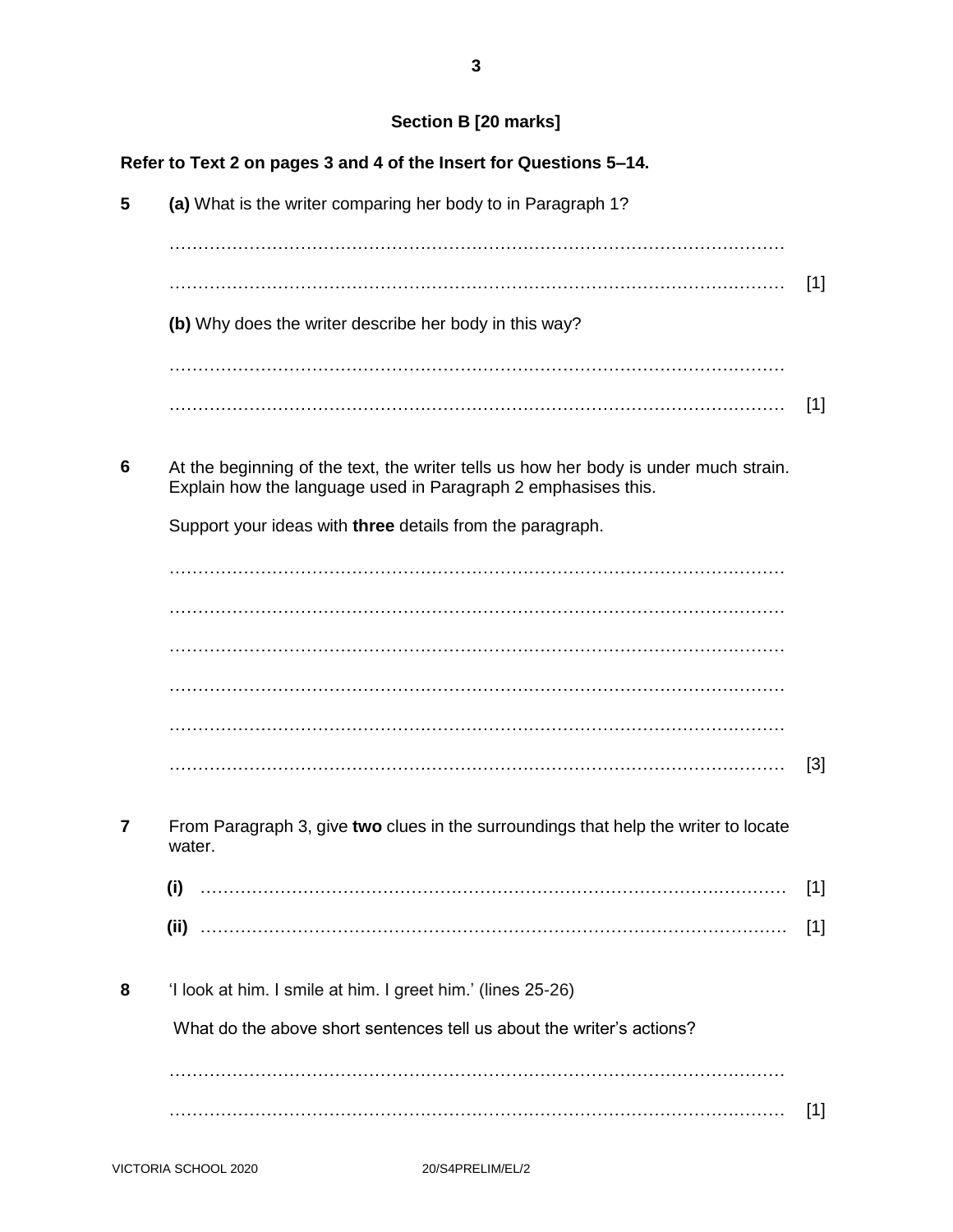## Section B [20 marks]

**Refer to Text 2 on pages 3 and 4 of the Insert for Questions 5–14.**

**5** **(a)** What is the writer comparing her body to in Paragraph 1?

…………………………………………………………………………………………………

………………………………………………………………………………………………… [1]

**(b)** Why does the writer describe her body in this way?

…………………………………………………………………………………………………

………………………………………………………………………………………………… [1]

**6** At the beginning of the text, the writer tells us how her body is under much strain. Explain how the language used in Paragraph 2 emphasises this.

Support your ideas with **three** details from the paragraph.

…………………………………………………………………………………………………

…………………………………………………………………………………………………

…………………………………………………………………………………………………

…………………………………………………………………………………………………

…………………………………………………………………………………………………

………………………………………………………………………………………………… [3]

**7** From Paragraph 3, give **two** clues in the surroundings that help the writer to locate water.

**(i)** ……………………………………………………………………………………… [1]

**(ii)** ……………………………………………………………………………………… [1]

**8** 'I look at him. I smile at him. I greet him.' (lines 25-26)

What do the above short sentences tell us about the writer's actions?

…………………………………………………………………………………………………

………………………………………………………………………………………………… [1]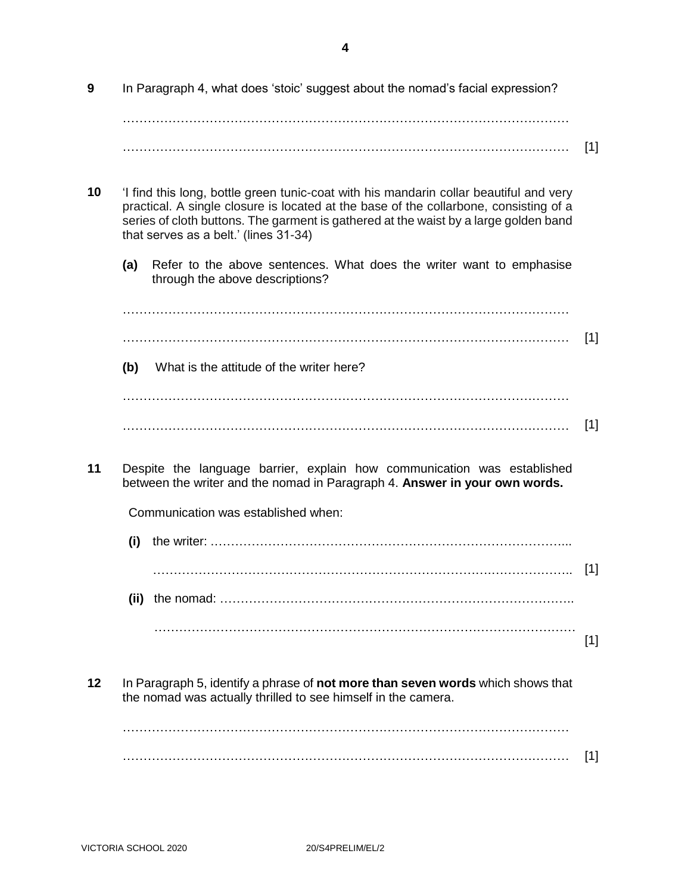**9** In Paragraph 4, what does 'stoic' suggest about the nomad's facial expression?

…………………………………………………………………………………………………

………………………………………………………………………………………………… [1]

**10** 'I find this long, bottle green tunic-coat with his mandarin collar beautiful and very practical. A single closure is located at the base of the collarbone, consisting of a series of cloth buttons. The garment is gathered at the waist by a large golden band that serves as a belt.' (lines 31-34)

**(a)** Refer to the above sentences. What does the writer want to emphasise through the above descriptions?

…………………………………………………………………………………………………

………………………………………………………………………………………………… [1]

**(b)** What is the attitude of the writer here?

…………………………………………………………………………………………………

………………………………………………………………………………………………… [1]

**11** Despite the language barrier, explain how communication was established between the writer and the nomad in Paragraph 4. **Answer in your own words.**

Communication was established when:

**(i)** the writer: ……………………………………………………………………………

……………………………………………………………………………………………… [1]

**(ii)** the nomad: ……………………………………………………………………………

……………………………………………………………………………………………… [1]

**12** In Paragraph 5, identify a phrase of **not more than seven words** which shows that the nomad was actually thrilled to see himself in the camera.

…………………………………………………………………………………………………

………………………………………………………………………………………………… [1]

VICTORIA SCHOOL 2020 20/S4PRELIM/EL/2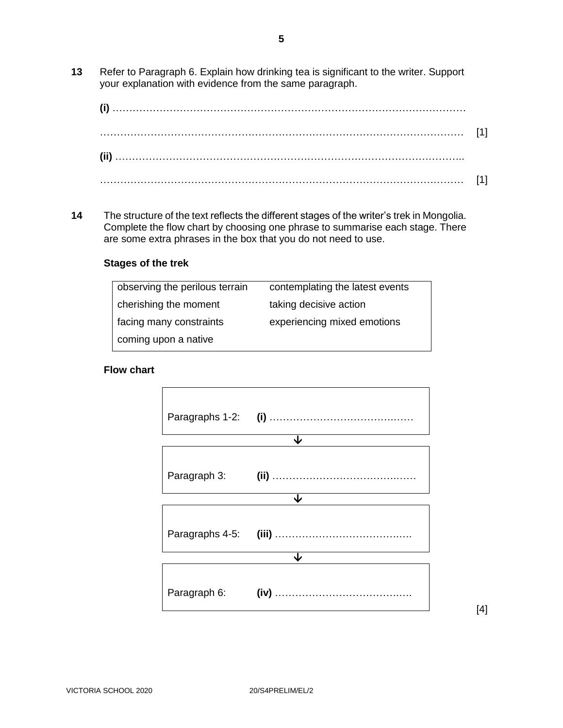**13** Refer to Paragraph 6. Explain how drinking tea is significant to the writer. Support your explanation with evidence from the same paragraph.

**(i)** …………………………………………………………………………………………

………………………………………………………………………………………………… [1]

**(ii)** …………………………………………………………………………………………

………………………………………………………………………………………………… [1]

**14** The structure of the text reflects the different stages of the writer's trek in Mongolia. Complete the flow chart by choosing one phrase to summarise each stage. There are some extra phrases in the box that you do not need to use.

**Stages of the trek**

| | |
|---|---|
| observing the perilous terrain | contemplating the latest events |
| cherishing the moment | taking decisive action |
| facing many constraints | experiencing mixed emotions |
| coming upon a native | |

**Flow chart**

Paragraphs 1-2: **(i)** ……………………………………

↓

Paragraph 3: **(ii)** ……………………………………

↓

Paragraphs 4-5: **(iii)** ……………………………………

↓

Paragraph 6: **(iv)** ……………………………………

[4]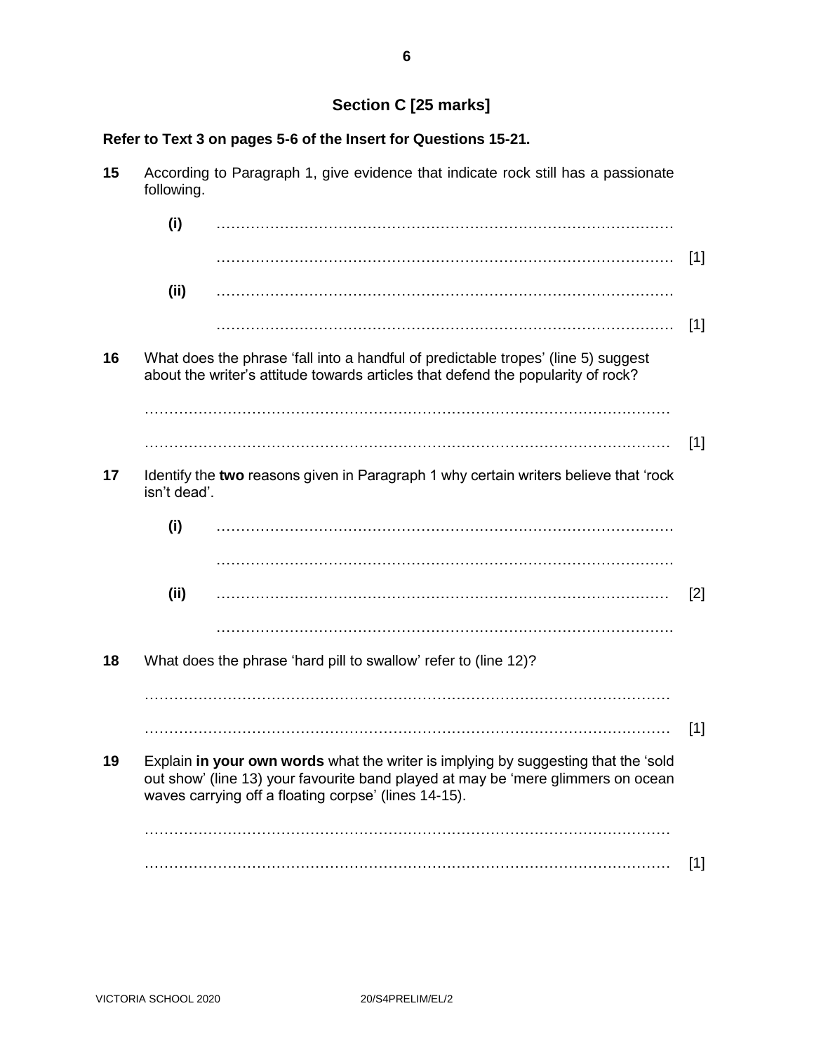## Section C [25 marks]

**Refer to Text 3 on pages 5-6 of the Insert for Questions 15-21.**

**15** According to Paragraph 1, give evidence that indicate rock still has a passionate following.

**(i)** ………………………………………………………………………………………

………………………………………………………………………………………… [1]

**(ii)** ………………………………………………………………………………………

………………………………………………………………………………………… [1]

**16** What does the phrase 'fall into a handful of predictable tropes' (line 5) suggest about the writer's attitude towards articles that defend the popularity of rock?

…………………………………………………………………………………………………

………………………………………………………………………………………………… [1]

**17** Identify the **two** reasons given in Paragraph 1 why certain writers believe that 'rock isn't dead'.

**(i)** ………………………………………………………………………………………

…………………………………………………………………………………………

**(ii)** ……………………………………………………………………………………… [2]

…………………………………………………………………………………………

**18** What does the phrase 'hard pill to swallow' refer to (line 12)?

…………………………………………………………………………………………………

………………………………………………………………………………………………… [1]

**19** Explain **in your own words** what the writer is implying by suggesting that the 'sold out show' (line 13) your favourite band played at may be 'mere glimmers on ocean waves carrying off a floating corpse' (lines 14-15).

…………………………………………………………………………………………………

………………………………………………………………………………………………… [1]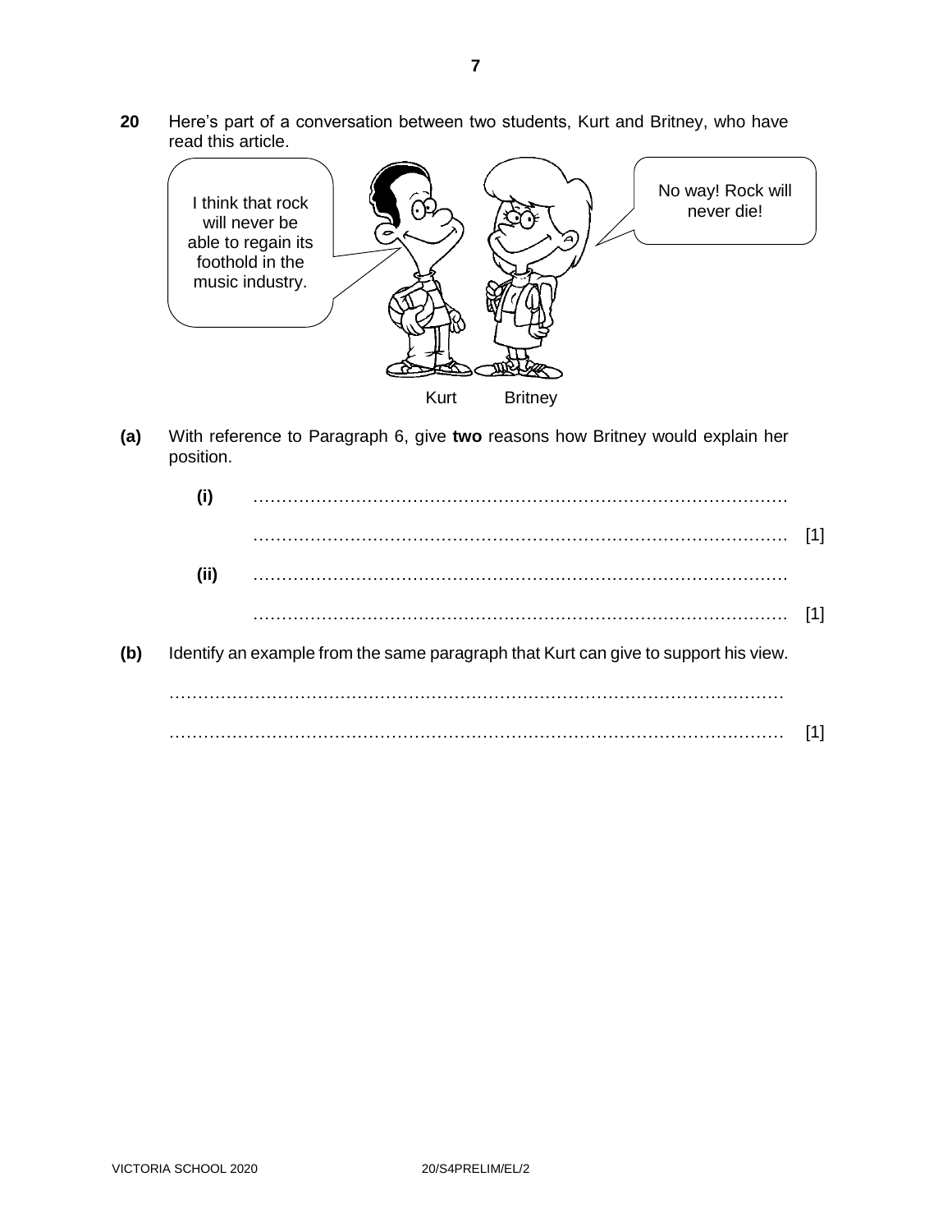**20** Here's part of a conversation between two students, Kurt and Britney, who have read this article.

I think that rock will never be able to regain its foothold in the music industry.

No way! Rock will never die!

Kurt Britney

**(a)** With reference to Paragraph 6, give **two** reasons how Britney would explain her position.

**(i)** ……………………………………………………………………………………

…………………………………………………………………………………… [1]

**(ii)** ……………………………………………………………………………………

…………………………………………………………………………………… [1]

**(b)** Identify an example from the same paragraph that Kurt can give to support his view.

……………………………………………………………………………………………

…………………………………………………………………………………………… [1]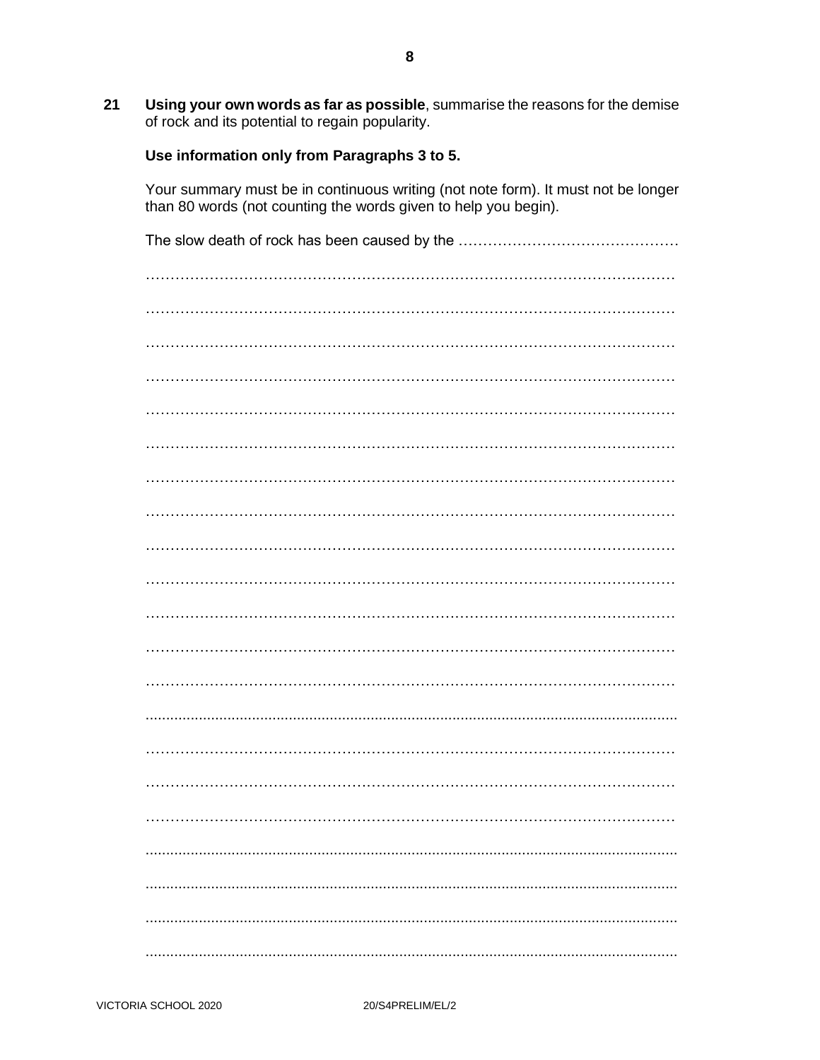**21** **Using your own words as far as possible**, summarise the reasons for the demise of rock and its potential to regain popularity.

**Use information only from Paragraphs 3 to 5.**

Your summary must be in continuous writing (not note form). It must not be longer than 80 words (not counting the words given to help you begin).

The slow death of rock has been caused by the ……………………………………………

…………………………………………………………………………………………………

…………………………………………………………………………………………………

…………………………………………………………………………………………………

…………………………………………………………………………………………………

…………………………………………………………………………………………………

…………………………………………………………………………………………………

…………………………………………………………………………………………………

…………………………………………………………………………………………………

…………………………………………………………………………………………………

…………………………………………………………………………………………………

…………………………………………………………………………………………………

…………………………………………………………………………………………………

…………………………………………………………………………………………………

…………………………………………………………………………………………………

…………………………………………………………………………………………………

…………………………………………………………………………………………………

…………………………………………………………………………………………………

…………………………………………………………………………………………………

…………………………………………………………………………………………………

…………………………………………………………………………………………………

…………………………………………………………………………………………………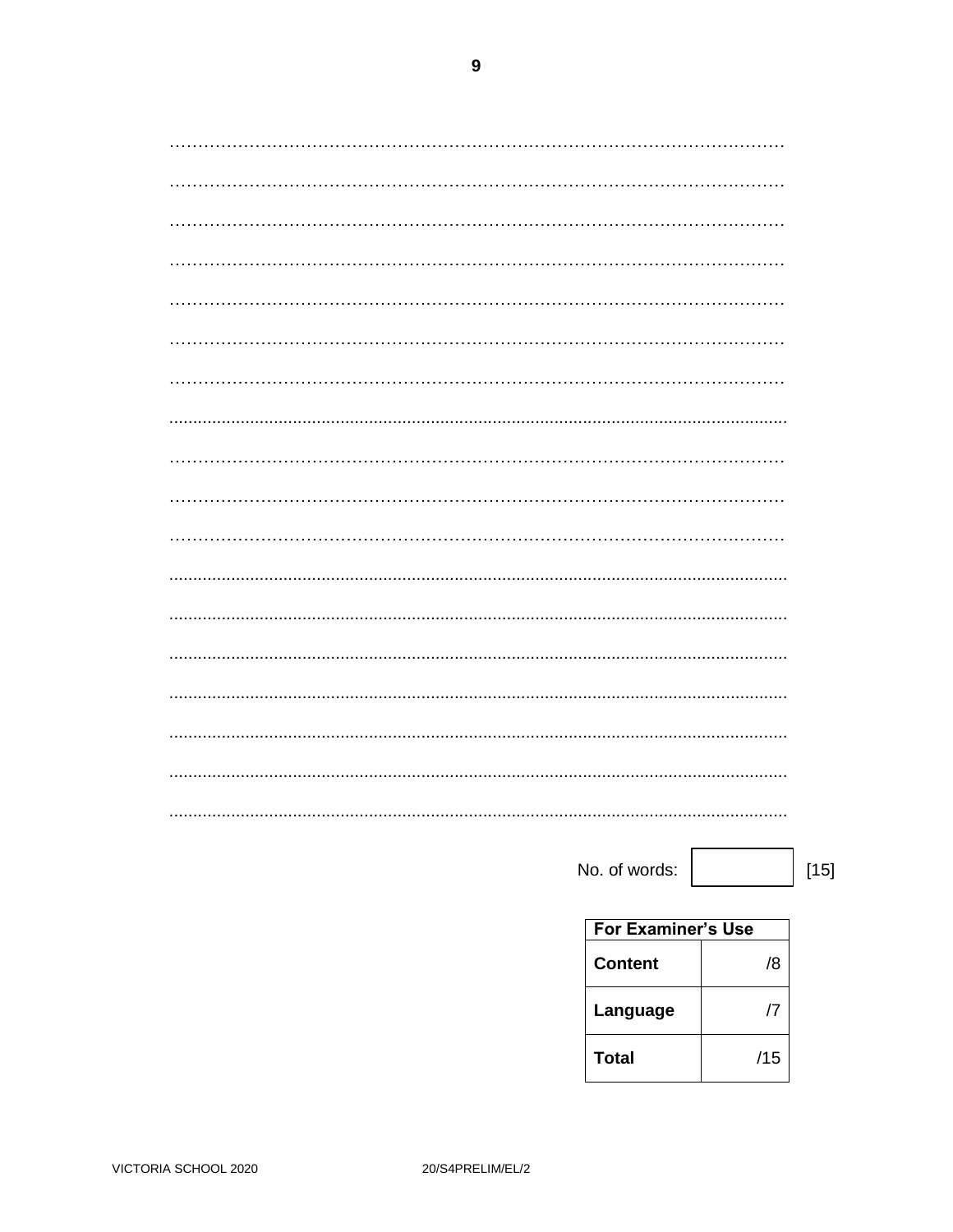No. of words: [15]

| For Examiner's Use | |
| --- | --- |
| **Content** | /8 |
| **Language** | /7 |
| **Total** | /15 |